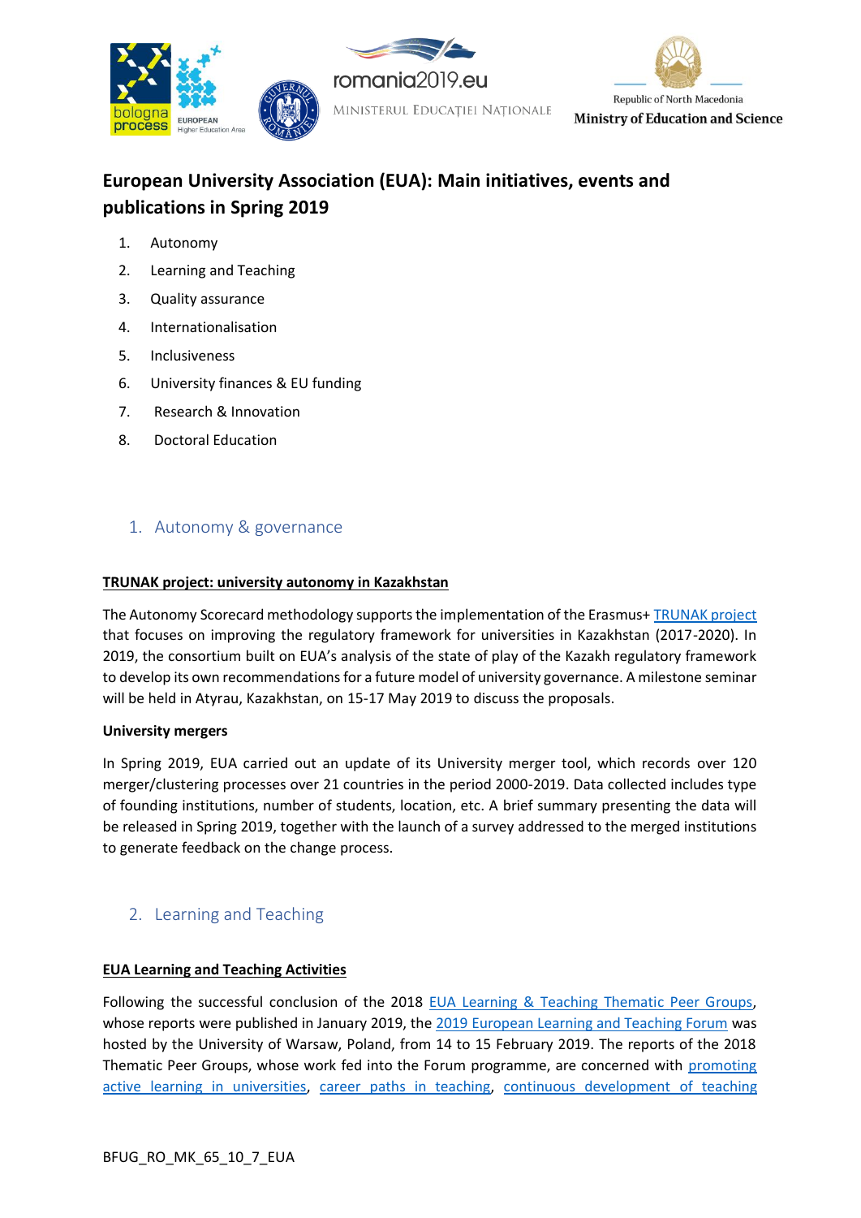# European University Association (EUA): Main initiatives, events and publications in Spring 2019

1. Autonomy
2. Learning and Teaching
3. Quality assurance
4. Internationalisation
5. Inclusiveness
6. University finances & EU funding
7. Research & Innovation
8. Doctoral Education

## 1. Autonomy & governance

**TRUNAK project: university autonomy in Kazakhstan**

The Autonomy Scorecard methodology supports the implementation of the Erasmus+ TRUNAK project that focuses on improving the regulatory framework for universities in Kazakhstan (2017-2020). In 2019, the consortium built on EUA's analysis of the state of play of the Kazakh regulatory framework to develop its own recommendations for a future model of university governance. A milestone seminar will be held in Atyrau, Kazakhstan, on 15-17 May 2019 to discuss the proposals.

**University mergers**

In Spring 2019, EUA carried out an update of its University merger tool, which records over 120 merger/clustering processes over 21 countries in the period 2000-2019. Data collected includes type of founding institutions, number of students, location, etc. A brief summary presenting the data will be released in Spring 2019, together with the launch of a survey addressed to the merged institutions to generate feedback on the change process.

## 2. Learning and Teaching

**EUA Learning and Teaching Activities**

Following the successful conclusion of the 2018 EUA Learning & Teaching Thematic Peer Groups, whose reports were published in January 2019, the 2019 European Learning and Teaching Forum was hosted by the University of Warsaw, Poland, from 14 to 15 February 2019. The reports of the 2018 Thematic Peer Groups, whose work fed into the Forum programme, are concerned with promoting active learning in universities, career paths in teaching, continuous development of teaching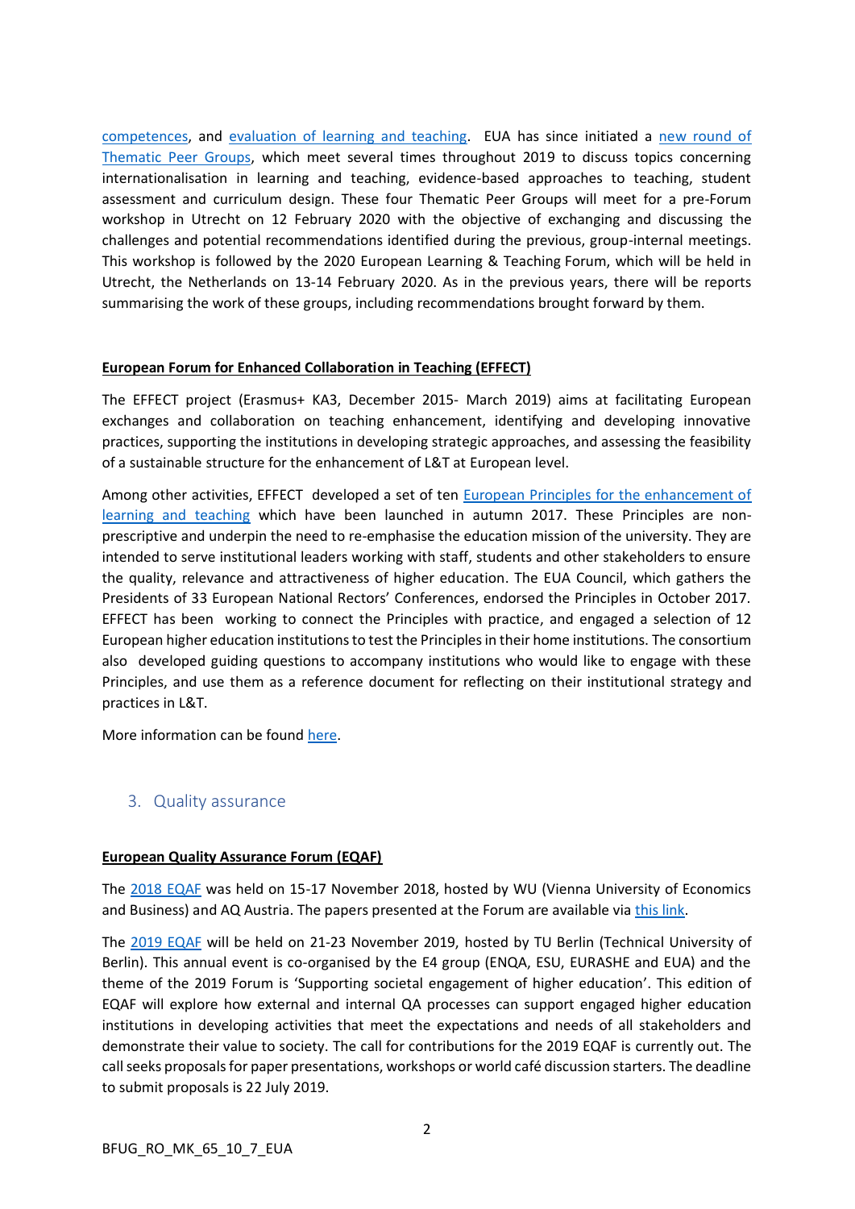competences, and evaluation of learning and teaching. EUA has since initiated a new round of Thematic Peer Groups, which meet several times throughout 2019 to discuss topics concerning internationalisation in learning and teaching, evidence-based approaches to teaching, student assessment and curriculum design. These four Thematic Peer Groups will meet for a pre-Forum workshop in Utrecht on 12 February 2020 with the objective of exchanging and discussing the challenges and potential recommendations identified during the previous, group-internal meetings. This workshop is followed by the 2020 European Learning & Teaching Forum, which will be held in Utrecht, the Netherlands on 13-14 February 2020. As in the previous years, there will be reports summarising the work of these groups, including recommendations brought forward by them.

**European Forum for Enhanced Collaboration in Teaching (EFFECT)**

The EFFECT project (Erasmus+ KA3, December 2015- March 2019) aims at facilitating European exchanges and collaboration on teaching enhancement, identifying and developing innovative practices, supporting the institutions in developing strategic approaches, and assessing the feasibility of a sustainable structure for the enhancement of L&T at European level.

Among other activities, EFFECT developed a set of ten European Principles for the enhancement of learning and teaching which have been launched in autumn 2017. These Principles are non-prescriptive and underpin the need to re-emphasise the education mission of the university. They are intended to serve institutional leaders working with staff, students and other stakeholders to ensure the quality, relevance and attractiveness of higher education. The EUA Council, which gathers the Presidents of 33 European National Rectors' Conferences, endorsed the Principles in October 2017. EFFECT has been working to connect the Principles with practice, and engaged a selection of 12 European higher education institutions to test the Principles in their home institutions. The consortium also developed guiding questions to accompany institutions who would like to engage with these Principles, and use them as a reference document for reflecting on their institutional strategy and practices in L&T.

More information can be found here.

## 3. Quality assurance

**European Quality Assurance Forum (EQAF)**

The 2018 EQAF was held on 15-17 November 2018, hosted by WU (Vienna University of Economics and Business) and AQ Austria. The papers presented at the Forum are available via this link.

The 2019 EQAF will be held on 21-23 November 2019, hosted by TU Berlin (Technical University of Berlin). This annual event is co-organised by the E4 group (ENQA, ESU, EURASHE and EUA) and the theme of the 2019 Forum is 'Supporting societal engagement of higher education'. This edition of EQAF will explore how external and internal QA processes can support engaged higher education institutions in developing activities that meet the expectations and needs of all stakeholders and demonstrate their value to society. The call for contributions for the 2019 EQAF is currently out. The call seeks proposals for paper presentations, workshops or world café discussion starters. The deadline to submit proposals is 22 July 2019.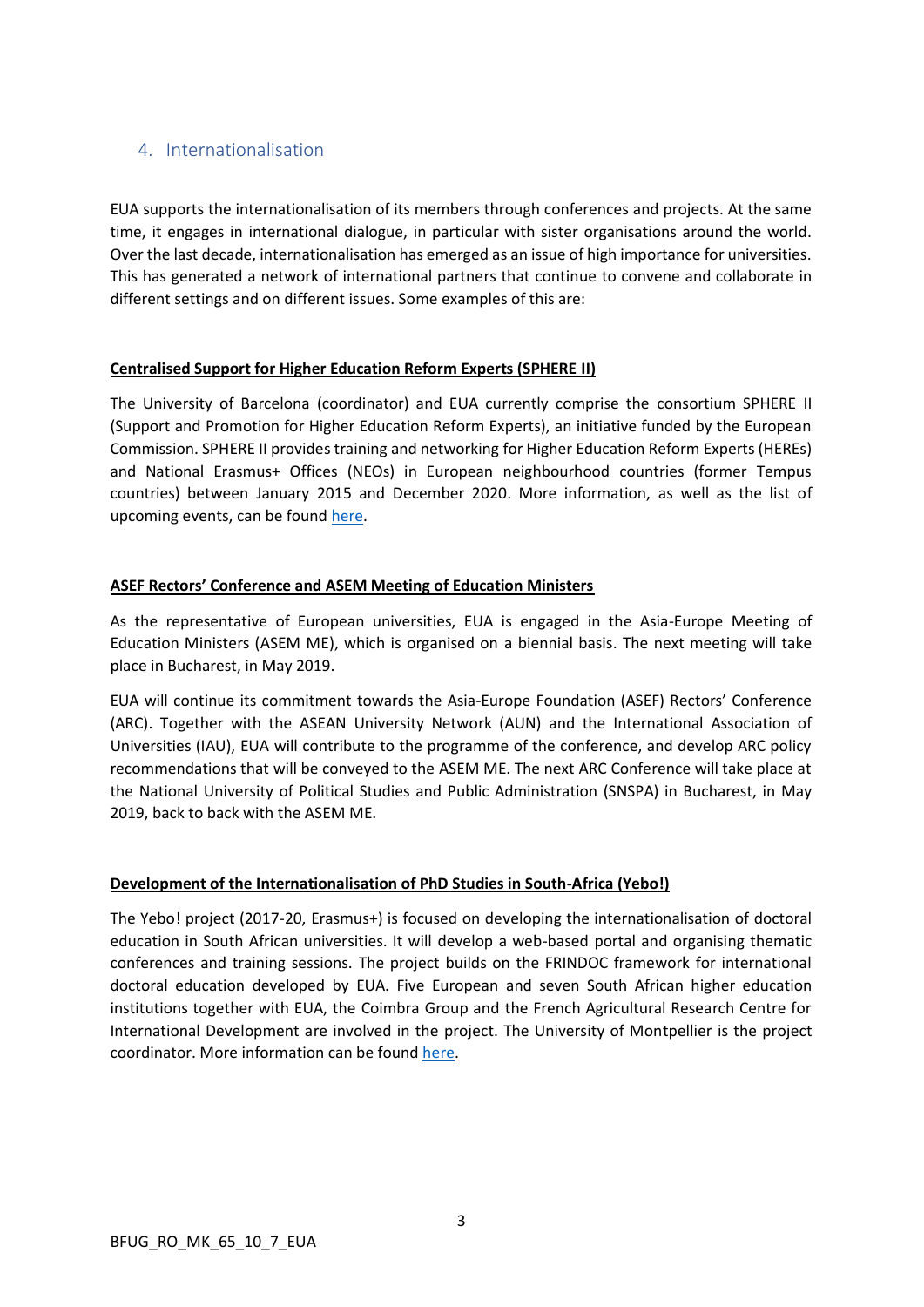## 4. Internationalisation

EUA supports the internationalisation of its members through conferences and projects. At the same time, it engages in international dialogue, in particular with sister organisations around the world. Over the last decade, internationalisation has emerged as an issue of high importance for universities. This has generated a network of international partners that continue to convene and collaborate in different settings and on different issues. Some examples of this are:

**Centralised Support for Higher Education Reform Experts (SPHERE II)**

The University of Barcelona (coordinator) and EUA currently comprise the consortium SPHERE II (Support and Promotion for Higher Education Reform Experts), an initiative funded by the European Commission. SPHERE II provides training and networking for Higher Education Reform Experts (HEREs) and National Erasmus+ Offices (NEOs) in European neighbourhood countries (former Tempus countries) between January 2015 and December 2020. More information, as well as the list of upcoming events, can be found here.

**ASEF Rectors' Conference and ASEM Meeting of Education Ministers**

As the representative of European universities, EUA is engaged in the Asia-Europe Meeting of Education Ministers (ASEM ME), which is organised on a biennial basis. The next meeting will take place in Bucharest, in May 2019.

EUA will continue its commitment towards the Asia-Europe Foundation (ASEF) Rectors' Conference (ARC). Together with the ASEAN University Network (AUN) and the International Association of Universities (IAU), EUA will contribute to the programme of the conference, and develop ARC policy recommendations that will be conveyed to the ASEM ME. The next ARC Conference will take place at the National University of Political Studies and Public Administration (SNSPA) in Bucharest, in May 2019, back to back with the ASEM ME.

**Development of the Internationalisation of PhD Studies in South-Africa (Yebo!)**

The Yebo! project (2017-20, Erasmus+) is focused on developing the internationalisation of doctoral education in South African universities. It will develop a web-based portal and organising thematic conferences and training sessions. The project builds on the FRINDOC framework for international doctoral education developed by EUA. Five European and seven South African higher education institutions together with EUA, the Coimbra Group and the French Agricultural Research Centre for International Development are involved in the project. The University of Montpellier is the project coordinator. More information can be found here.

BFUG_RO_MK_65_10_7_EUA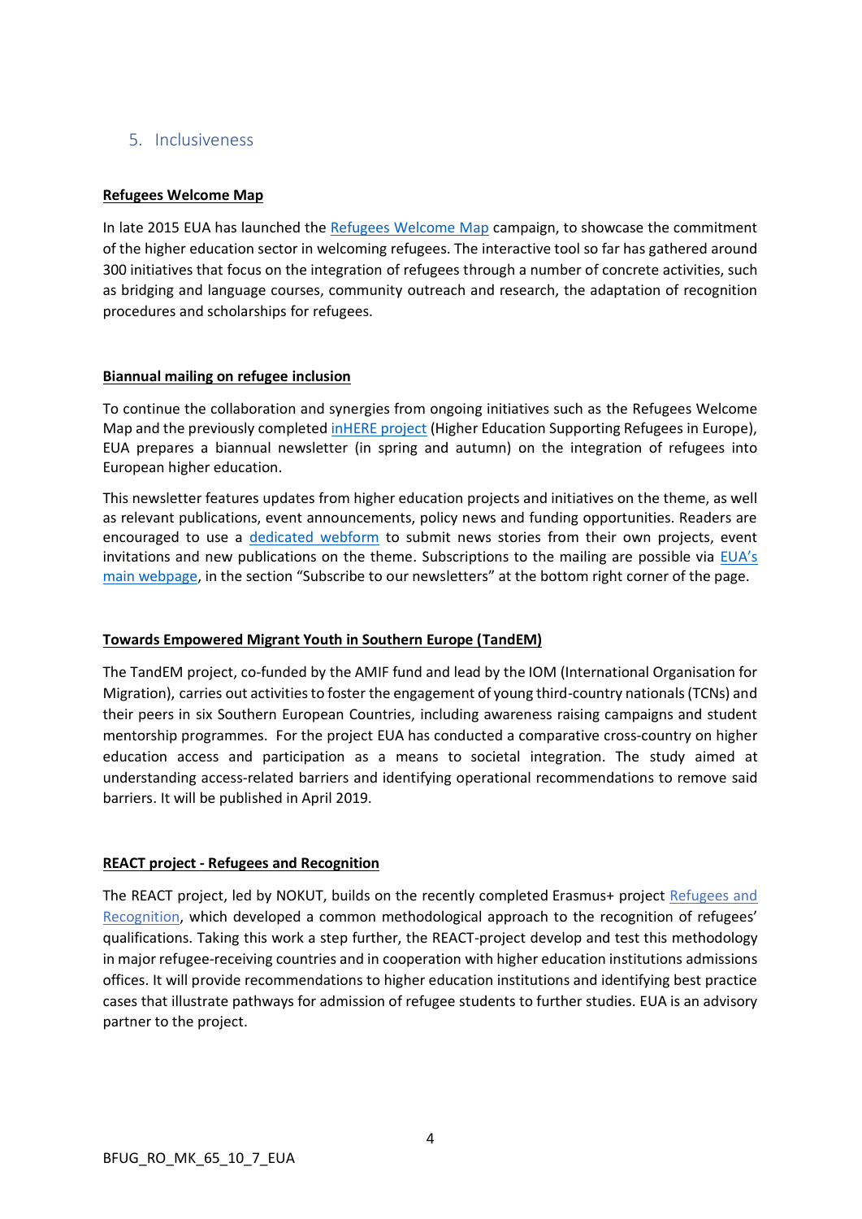## 5. Inclusiveness

**Refugees Welcome Map**

In late 2015 EUA has launched the Refugees Welcome Map campaign, to showcase the commitment of the higher education sector in welcoming refugees. The interactive tool so far has gathered around 300 initiatives that focus on the integration of refugees through a number of concrete activities, such as bridging and language courses, community outreach and research, the adaptation of recognition procedures and scholarships for refugees.

**Biannual mailing on refugee inclusion**

To continue the collaboration and synergies from ongoing initiatives such as the Refugees Welcome Map and the previously completed inHERE project (Higher Education Supporting Refugees in Europe), EUA prepares a biannual newsletter (in spring and autumn) on the integration of refugees into European higher education.

This newsletter features updates from higher education projects and initiatives on the theme, as well as relevant publications, event announcements, policy news and funding opportunities. Readers are encouraged to use a dedicated webform to submit news stories from their own projects, event invitations and new publications on the theme. Subscriptions to the mailing are possible via EUA's main webpage, in the section "Subscribe to our newsletters" at the bottom right corner of the page.

**Towards Empowered Migrant Youth in Southern Europe (TandEM)**

The TandEM project, co-funded by the AMIF fund and lead by the IOM (International Organisation for Migration), carries out activities to foster the engagement of young third-country nationals (TCNs) and their peers in six Southern European Countries, including awareness raising campaigns and student mentorship programmes. For the project EUA has conducted a comparative cross-country on higher education access and participation as a means to societal integration. The study aimed at understanding access-related barriers and identifying operational recommendations to remove said barriers. It will be published in April 2019.

**REACT project - Refugees and Recognition**

The REACT project, led by NOKUT, builds on the recently completed Erasmus+ project Refugees and Recognition, which developed a common methodological approach to the recognition of refugees' qualifications. Taking this work a step further, the REACT-project develop and test this methodology in major refugee-receiving countries and in cooperation with higher education institutions admissions offices. It will provide recommendations to higher education institutions and identifying best practice cases that illustrate pathways for admission of refugee students to further studies. EUA is an advisory partner to the project.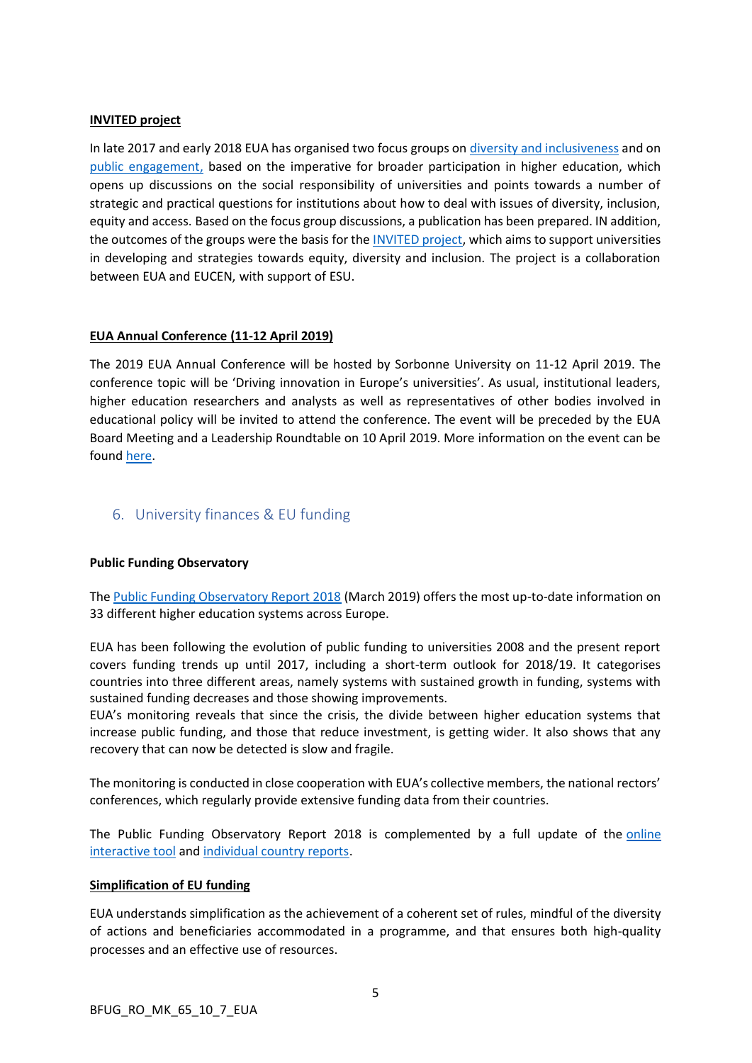**INVITED project**

In late 2017 and early 2018 EUA has organised two focus groups on diversity and inclusiveness and on public engagement, based on the imperative for broader participation in higher education, which opens up discussions on the social responsibility of universities and points towards a number of strategic and practical questions for institutions about how to deal with issues of diversity, inclusion, equity and access. Based on the focus group discussions, a publication has been prepared. IN addition, the outcomes of the groups were the basis for the INVITED project, which aims to support universities in developing and strategies towards equity, diversity and inclusion. The project is a collaboration between EUA and EUCEN, with support of ESU.

**EUA Annual Conference (11-12 April 2019)**

The 2019 EUA Annual Conference will be hosted by Sorbonne University on 11-12 April 2019. The conference topic will be 'Driving innovation in Europe's universities'. As usual, institutional leaders, higher education researchers and analysts as well as representatives of other bodies involved in educational policy will be invited to attend the conference. The event will be preceded by the EUA Board Meeting and a Leadership Roundtable on 10 April 2019. More information on the event can be found here.

## 6. University finances & EU funding

**Public Funding Observatory**

The Public Funding Observatory Report 2018 (March 2019) offers the most up-to-date information on 33 different higher education systems across Europe.

EUA has been following the evolution of public funding to universities 2008 and the present report covers funding trends up until 2017, including a short-term outlook for 2018/19. It categorises countries into three different areas, namely systems with sustained growth in funding, systems with sustained funding decreases and those showing improvements.

EUA's monitoring reveals that since the crisis, the divide between higher education systems that increase public funding, and those that reduce investment, is getting wider. It also shows that any recovery that can now be detected is slow and fragile.

The monitoring is conducted in close cooperation with EUA's collective members, the national rectors' conferences, which regularly provide extensive funding data from their countries.

The Public Funding Observatory Report 2018 is complemented by a full update of the online interactive tool and individual country reports.

**Simplification of EU funding**

EUA understands simplification as the achievement of a coherent set of rules, mindful of the diversity of actions and beneficiaries accommodated in a programme, and that ensures both high-quality processes and an effective use of resources.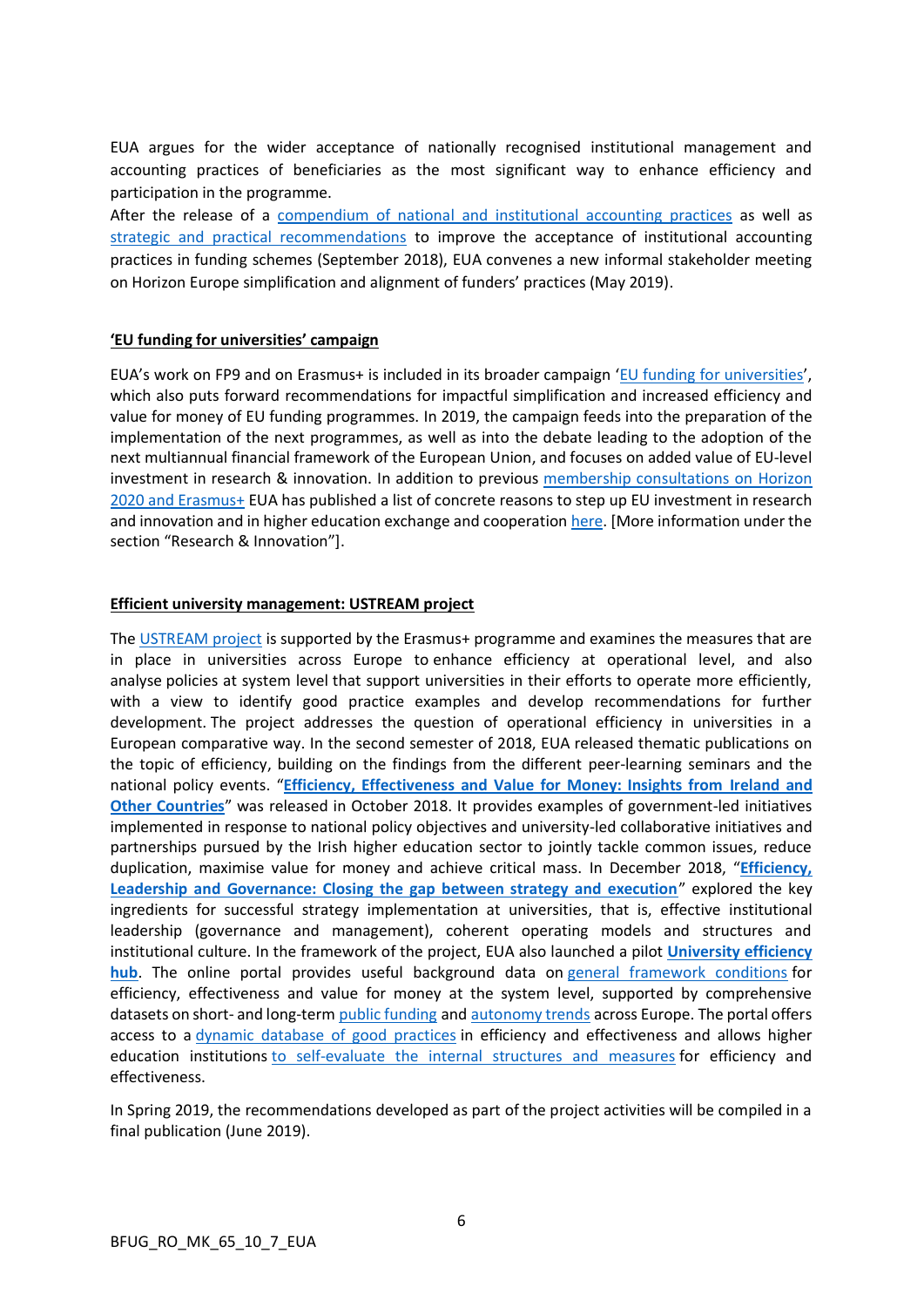EUA argues for the wider acceptance of nationally recognised institutional management and accounting practices of beneficiaries as the most significant way to enhance efficiency and participation in the programme.

After the release of a compendium of national and institutional accounting practices as well as strategic and practical recommendations to improve the acceptance of institutional accounting practices in funding schemes (September 2018), EUA convenes a new informal stakeholder meeting on Horizon Europe simplification and alignment of funders' practices (May 2019).

## 'EU funding for universities' campaign

EUA's work on FP9 and on Erasmus+ is included in its broader campaign 'EU funding for universities', which also puts forward recommendations for impactful simplification and increased efficiency and value for money of EU funding programmes. In 2019, the campaign feeds into the preparation of the implementation of the next programmes, as well as into the debate leading to the adoption of the next multiannual financial framework of the European Union, and focuses on added value of EU-level investment in research & innovation. In addition to previous membership consultations on Horizon 2020 and Erasmus+ EUA has published a list of concrete reasons to step up EU investment in research and innovation and in higher education exchange and cooperation here. [More information under the section "Research & Innovation"].

## Efficient university management: USTREAM project

The USTREAM project is supported by the Erasmus+ programme and examines the measures that are in place in universities across Europe to enhance efficiency at operational level, and also analyse policies at system level that support universities in their efforts to operate more efficiently, with a view to identify good practice examples and develop recommendations for further development. The project addresses the question of operational efficiency in universities in a European comparative way. In the second semester of 2018, EUA released thematic publications on the topic of efficiency, building on the findings from the different peer-learning seminars and the national policy events. "**Efficiency, Effectiveness and Value for Money: Insights from Ireland and Other Countries**" was released in October 2018. It provides examples of government-led initiatives implemented in response to national policy objectives and university-led collaborative initiatives and partnerships pursued by the Irish higher education sector to jointly tackle common issues, reduce duplication, maximise value for money and achieve critical mass. In December 2018, "**Efficiency, Leadership and Governance: Closing the gap between strategy and execution**" explored the key ingredients for successful strategy implementation at universities, that is, effective institutional leadership (governance and management), coherent operating models and structures and institutional culture. In the framework of the project, EUA also launched a pilot **University efficiency hub**. The online portal provides useful background data on general framework conditions for efficiency, effectiveness and value for money at the system level, supported by comprehensive datasets on short- and long-term public funding and autonomy trends across Europe. The portal offers access to a dynamic database of good practices in efficiency and effectiveness and allows higher education institutions to self-evaluate the internal structures and measures for efficiency and effectiveness.

In Spring 2019, the recommendations developed as part of the project activities will be compiled in a final publication (June 2019).

BFUG_RO_MK_65_10_7_EUA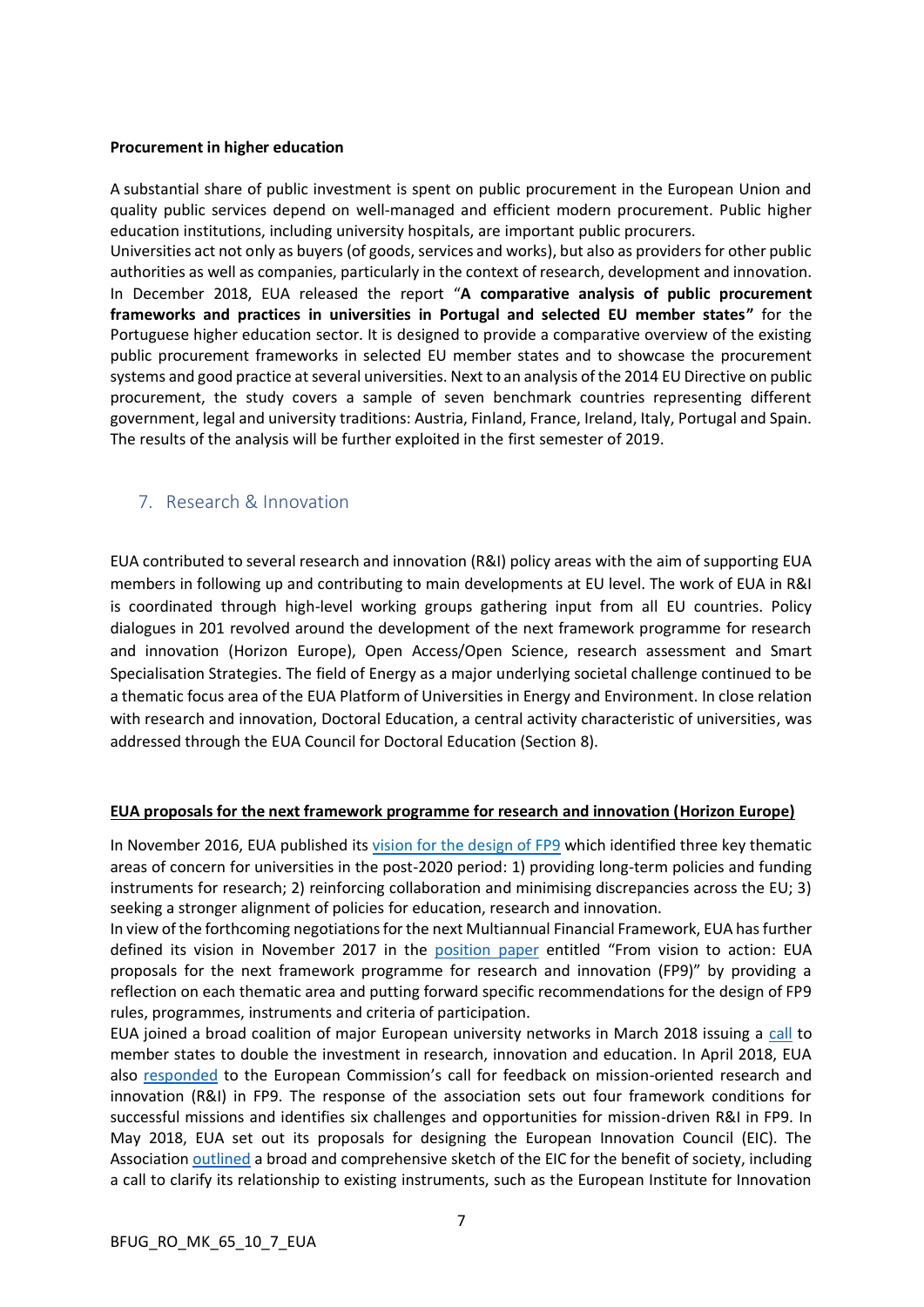**Procurement in higher education**

A substantial share of public investment is spent on public procurement in the European Union and quality public services depend on well-managed and efficient modern procurement. Public higher education institutions, including university hospitals, are important public procurers.
Universities act not only as buyers (of goods, services and works), but also as providers for other public authorities as well as companies, particularly in the context of research, development and innovation.
In December 2018, EUA released the report "**A comparative analysis of public procurement frameworks and practices in universities in Portugal and selected EU member states"** for the Portuguese higher education sector. It is designed to provide a comparative overview of the existing public procurement frameworks in selected EU member states and to showcase the procurement systems and good practice at several universities. Next to an analysis of the 2014 EU Directive on public procurement, the study covers a sample of seven benchmark countries representing different government, legal and university traditions: Austria, Finland, France, Ireland, Italy, Portugal and Spain. The results of the analysis will be further exploited in the first semester of 2019.

## 7. Research & Innovation

EUA contributed to several research and innovation (R&I) policy areas with the aim of supporting EUA members in following up and contributing to main developments at EU level. The work of EUA in R&I is coordinated through high-level working groups gathering input from all EU countries. Policy dialogues in 201 revolved around the development of the next framework programme for research and innovation (Horizon Europe), Open Access/Open Science, research assessment and Smart Specialisation Strategies. The field of Energy as a major underlying societal challenge continued to be a thematic focus area of the EUA Platform of Universities in Energy and Environment. In close relation with research and innovation, Doctoral Education, a central activity characteristic of universities, was addressed through the EUA Council for Doctoral Education (Section 8).

**EUA proposals for the next framework programme for research and innovation (Horizon Europe)**

In November 2016, EUA published its vision for the design of FP9 which identified three key thematic areas of concern for universities in the post-2020 period: 1) providing long-term policies and funding instruments for research; 2) reinforcing collaboration and minimising discrepancies across the EU; 3) seeking a stronger alignment of policies for education, research and innovation.
In view of the forthcoming negotiations for the next Multiannual Financial Framework, EUA has further defined its vision in November 2017 in the position paper entitled "From vision to action: EUA proposals for the next framework programme for research and innovation (FP9)" by providing a reflection on each thematic area and putting forward specific recommendations for the design of FP9 rules, programmes, instruments and criteria of participation.
EUA joined a broad coalition of major European university networks in March 2018 issuing a call to member states to double the investment in research, innovation and education. In April 2018, EUA also responded to the European Commission's call for feedback on mission-oriented research and innovation (R&I) in FP9. The response of the association sets out four framework conditions for successful missions and identifies six challenges and opportunities for mission-driven R&I in FP9. In May 2018, EUA set out its proposals for designing the European Innovation Council (EIC). The Association outlined a broad and comprehensive sketch of the EIC for the benefit of society, including a call to clarify its relationship to existing instruments, such as the European Institute for Innovation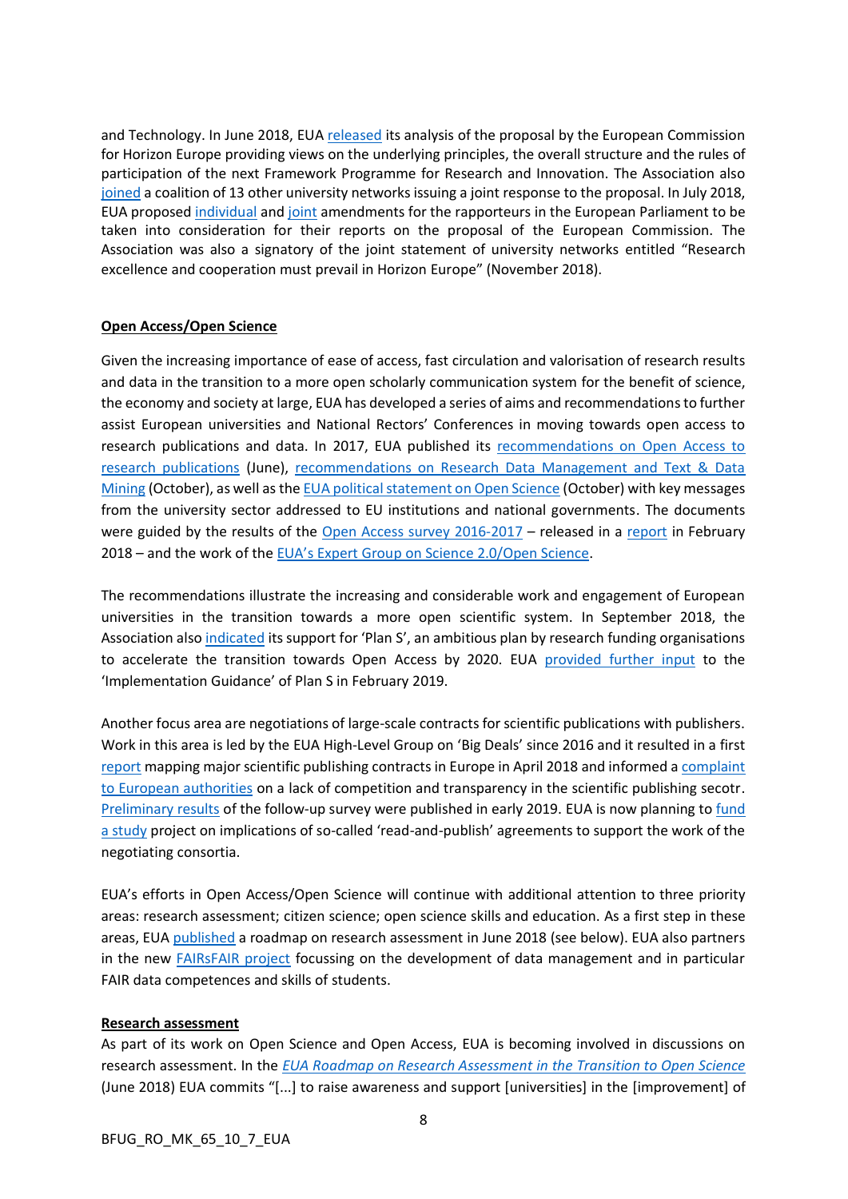and Technology. In June 2018, EUA released its analysis of the proposal by the European Commission for Horizon Europe providing views on the underlying principles, the overall structure and the rules of participation of the next Framework Programme for Research and Innovation. The Association also joined a coalition of 13 other university networks issuing a joint response to the proposal. In July 2018, EUA proposed individual and joint amendments for the rapporteurs in the European Parliament to be taken into consideration for their reports on the proposal of the European Commission. The Association was also a signatory of the joint statement of university networks entitled "Research excellence and cooperation must prevail in Horizon Europe" (November 2018).

**Open Access/Open Science**

Given the increasing importance of ease of access, fast circulation and valorisation of research results and data in the transition to a more open scholarly communication system for the benefit of science, the economy and society at large, EUA has developed a series of aims and recommendations to further assist European universities and National Rectors' Conferences in moving towards open access to research publications and data. In 2017, EUA published its recommendations on Open Access to research publications (June), recommendations on Research Data Management and Text & Data Mining (October), as well as the EUA political statement on Open Science (October) with key messages from the university sector addressed to EU institutions and national governments. The documents were guided by the results of the Open Access survey 2016-2017 – released in a report in February 2018 – and the work of the EUA's Expert Group on Science 2.0/Open Science.

The recommendations illustrate the increasing and considerable work and engagement of European universities in the transition towards a more open scientific system. In September 2018, the Association also indicated its support for 'Plan S', an ambitious plan by research funding organisations to accelerate the transition towards Open Access by 2020. EUA provided further input to the 'Implementation Guidance' of Plan S in February 2019.

Another focus area are negotiations of large-scale contracts for scientific publications with publishers. Work in this area is led by the EUA High-Level Group on 'Big Deals' since 2016 and it resulted in a first report mapping major scientific publishing contracts in Europe in April 2018 and informed a complaint to European authorities on a lack of competition and transparency in the scientific publishing secotr. Preliminary results of the follow-up survey were published in early 2019. EUA is now planning to fund a study project on implications of so-called 'read-and-publish' agreements to support the work of the negotiating consortia.

EUA's efforts in Open Access/Open Science will continue with additional attention to three priority areas: research assessment; citizen science; open science skills and education. As a first step in these areas, EUA published a roadmap on research assessment in June 2018 (see below). EUA also partners in the new FAIRsFAIR project focussing on the development of data management and in particular FAIR data competences and skills of students.

**Research assessment**

As part of its work on Open Science and Open Access, EUA is becoming involved in discussions on research assessment. In the *EUA Roadmap on Research Assessment in the Transition to Open Science* (June 2018) EUA commits "[...] to raise awareness and support [universities] in the [improvement] of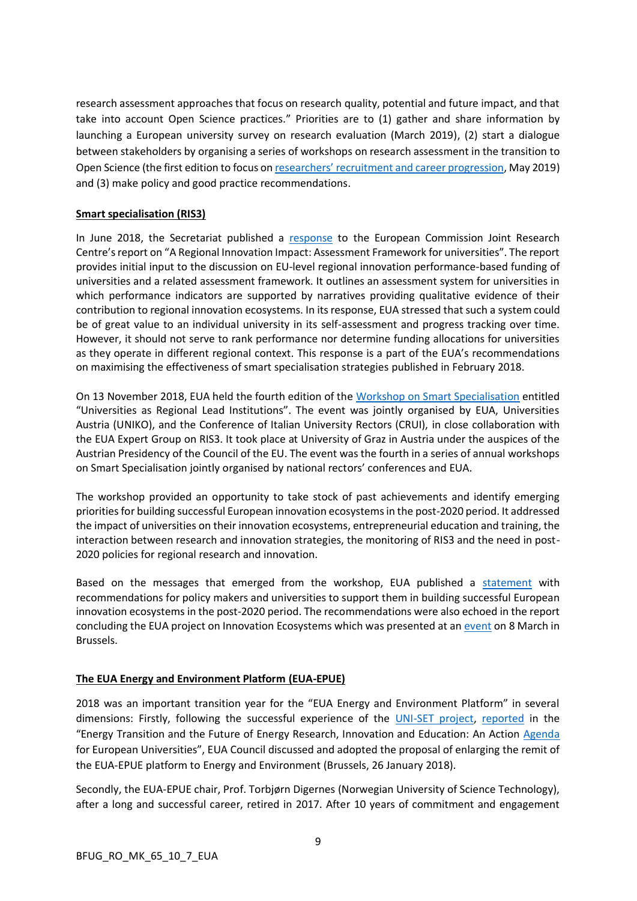research assessment approaches that focus on research quality, potential and future impact, and that take into account Open Science practices." Priorities are to (1) gather and share information by launching a European university survey on research evaluation (March 2019), (2) start a dialogue between stakeholders by organising a series of workshops on research assessment in the transition to Open Science (the first edition to focus on researchers' recruitment and career progression, May 2019) and (3) make policy and good practice recommendations.

**Smart specialisation (RIS3)**

In June 2018, the Secretariat published a response to the European Commission Joint Research Centre's report on "A Regional Innovation Impact: Assessment Framework for universities". The report provides initial input to the discussion on EU-level regional innovation performance-based funding of universities and a related assessment framework. It outlines an assessment system for universities in which performance indicators are supported by narratives providing qualitative evidence of their contribution to regional innovation ecosystems. In its response, EUA stressed that such a system could be of great value to an individual university in its self-assessment and progress tracking over time. However, it should not serve to rank performance nor determine funding allocations for universities as they operate in different regional context. This response is a part of the EUA's recommendations on maximising the effectiveness of smart specialisation strategies published in February 2018.

On 13 November 2018, EUA held the fourth edition of the Workshop on Smart Specialisation entitled "Universities as Regional Lead Institutions". The event was jointly organised by EUA, Universities Austria (UNIKO), and the Conference of Italian University Rectors (CRUI), in close collaboration with the EUA Expert Group on RIS3. It took place at University of Graz in Austria under the auspices of the Austrian Presidency of the Council of the EU. The event was the fourth in a series of annual workshops on Smart Specialisation jointly organised by national rectors' conferences and EUA.

The workshop provided an opportunity to take stock of past achievements and identify emerging priorities for building successful European innovation ecosystems in the post-2020 period. It addressed the impact of universities on their innovation ecosystems, entrepreneurial education and training, the interaction between research and innovation strategies, the monitoring of RIS3 and the need in post-2020 policies for regional research and innovation.

Based on the messages that emerged from the workshop, EUA published a statement with recommendations for policy makers and universities to support them in building successful European innovation ecosystems in the post-2020 period. The recommendations were also echoed in the report concluding the EUA project on Innovation Ecosystems which was presented at an event on 8 March in Brussels.

**The EUA Energy and Environment Platform (EUA-EPUE)**

2018 was an important transition year for the "EUA Energy and Environment Platform" in several dimensions: Firstly, following the successful experience of the UNI-SET project, reported in the "Energy Transition and the Future of Energy Research, Innovation and Education: An Action Agenda for European Universities", EUA Council discussed and adopted the proposal of enlarging the remit of the EUA-EPUE platform to Energy and Environment (Brussels, 26 January 2018).

Secondly, the EUA-EPUE chair, Prof. Torbjørn Digernes (Norwegian University of Science Technology), after a long and successful career, retired in 2017. After 10 years of commitment and engagement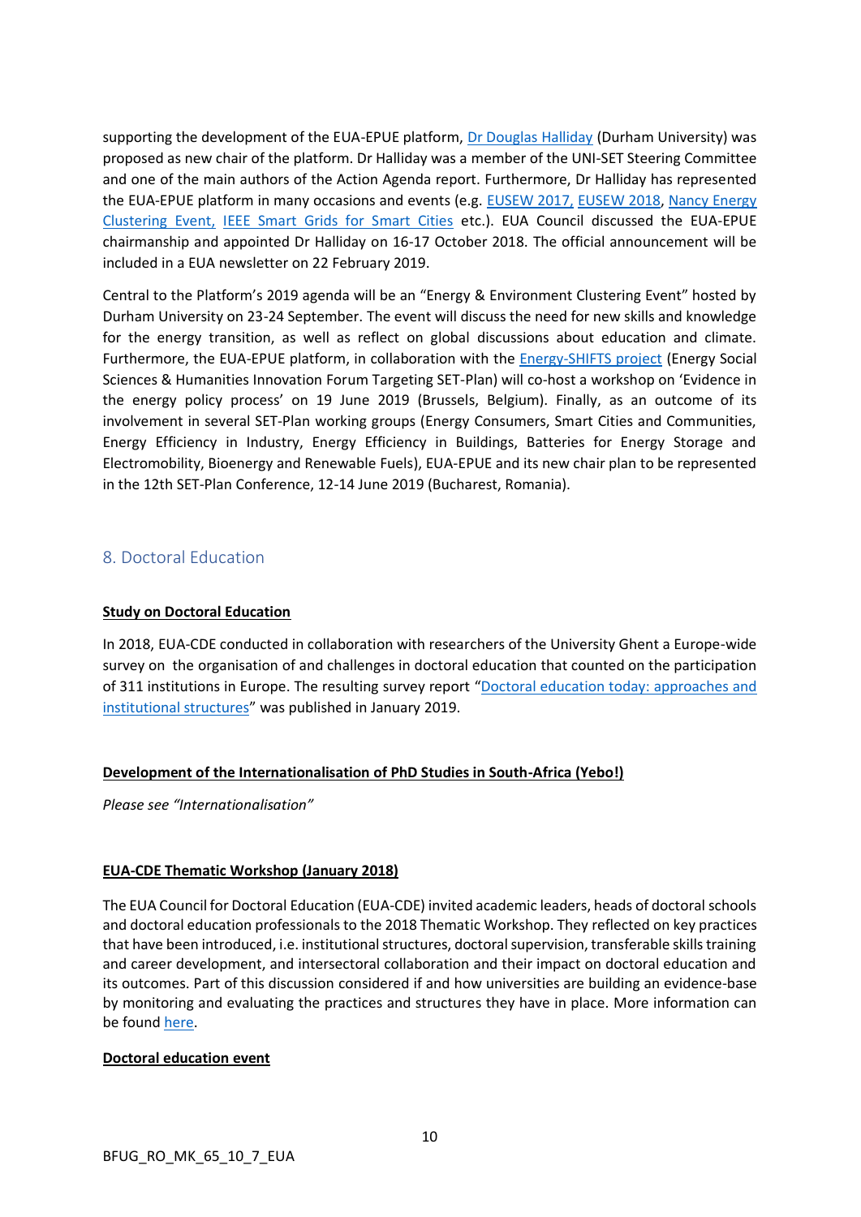supporting the development of the EUA-EPUE platform, Dr Douglas Halliday (Durham University) was proposed as new chair of the platform. Dr Halliday was a member of the UNI-SET Steering Committee and one of the main authors of the Action Agenda report. Furthermore, Dr Halliday has represented the EUA-EPUE platform in many occasions and events (e.g. EUSEW 2017, EUSEW 2018, Nancy Energy Clustering Event, IEEE Smart Grids for Smart Cities etc.). EUA Council discussed the EUA-EPUE chairmanship and appointed Dr Halliday on 16-17 October 2018. The official announcement will be included in a EUA newsletter on 22 February 2019.

Central to the Platform's 2019 agenda will be an "Energy & Environment Clustering Event" hosted by Durham University on 23-24 September. The event will discuss the need for new skills and knowledge for the energy transition, as well as reflect on global discussions about education and climate. Furthermore, the EUA-EPUE platform, in collaboration with the Energy-SHIFTS project (Energy Social Sciences & Humanities Innovation Forum Targeting SET-Plan) will co-host a workshop on 'Evidence in the energy policy process' on 19 June 2019 (Brussels, Belgium). Finally, as an outcome of its involvement in several SET-Plan working groups (Energy Consumers, Smart Cities and Communities, Energy Efficiency in Industry, Energy Efficiency in Buildings, Batteries for Energy Storage and Electromobility, Bioenergy and Renewable Fuels), EUA-EPUE and its new chair plan to be represented in the 12th SET-Plan Conference, 12-14 June 2019 (Bucharest, Romania).

## 8. Doctoral Education

**Study on Doctoral Education**

In 2018, EUA-CDE conducted in collaboration with researchers of the University Ghent a Europe-wide survey on the organisation of and challenges in doctoral education that counted on the participation of 311 institutions in Europe. The resulting survey report "Doctoral education today: approaches and institutional structures" was published in January 2019.

**Development of the Internationalisation of PhD Studies in South-Africa (Yebo!)**

*Please see "Internationalisation"*

**EUA-CDE Thematic Workshop (January 2018)**

The EUA Council for Doctoral Education (EUA-CDE) invited academic leaders, heads of doctoral schools and doctoral education professionals to the 2018 Thematic Workshop. They reflected on key practices that have been introduced, i.e. institutional structures, doctoral supervision, transferable skills training and career development, and intersectoral collaboration and their impact on doctoral education and its outcomes. Part of this discussion considered if and how universities are building an evidence-base by monitoring and evaluating the practices and structures they have in place. More information can be found here.

**Doctoral education event**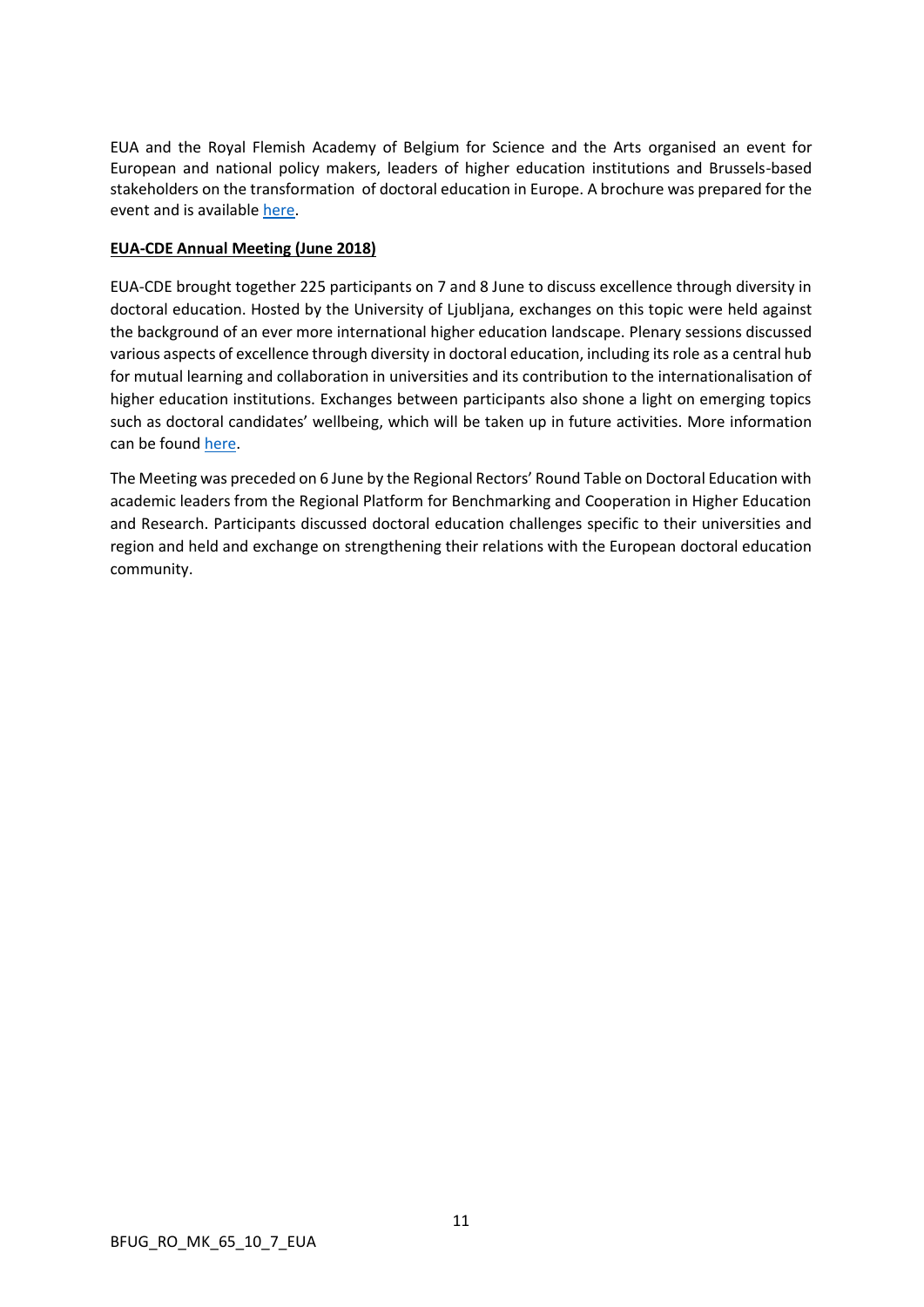EUA and the Royal Flemish Academy of Belgium for Science and the Arts organised an event for European and national policy makers, leaders of higher education institutions and Brussels-based stakeholders on the transformation of doctoral education in Europe. A brochure was prepared for the event and is available here.

**EUA-CDE Annual Meeting (June 2018)**

EUA-CDE brought together 225 participants on 7 and 8 June to discuss excellence through diversity in doctoral education. Hosted by the University of Ljubljana, exchanges on this topic were held against the background of an ever more international higher education landscape. Plenary sessions discussed various aspects of excellence through diversity in doctoral education, including its role as a central hub for mutual learning and collaboration in universities and its contribution to the internationalisation of higher education institutions. Exchanges between participants also shone a light on emerging topics such as doctoral candidates' wellbeing, which will be taken up in future activities. More information can be found here.

The Meeting was preceded on 6 June by the Regional Rectors' Round Table on Doctoral Education with academic leaders from the Regional Platform for Benchmarking and Cooperation in Higher Education and Research. Participants discussed doctoral education challenges specific to their universities and region and held and exchange on strengthening their relations with the European doctoral education community.

BFUG_RO_MK_65_10_7_EUA